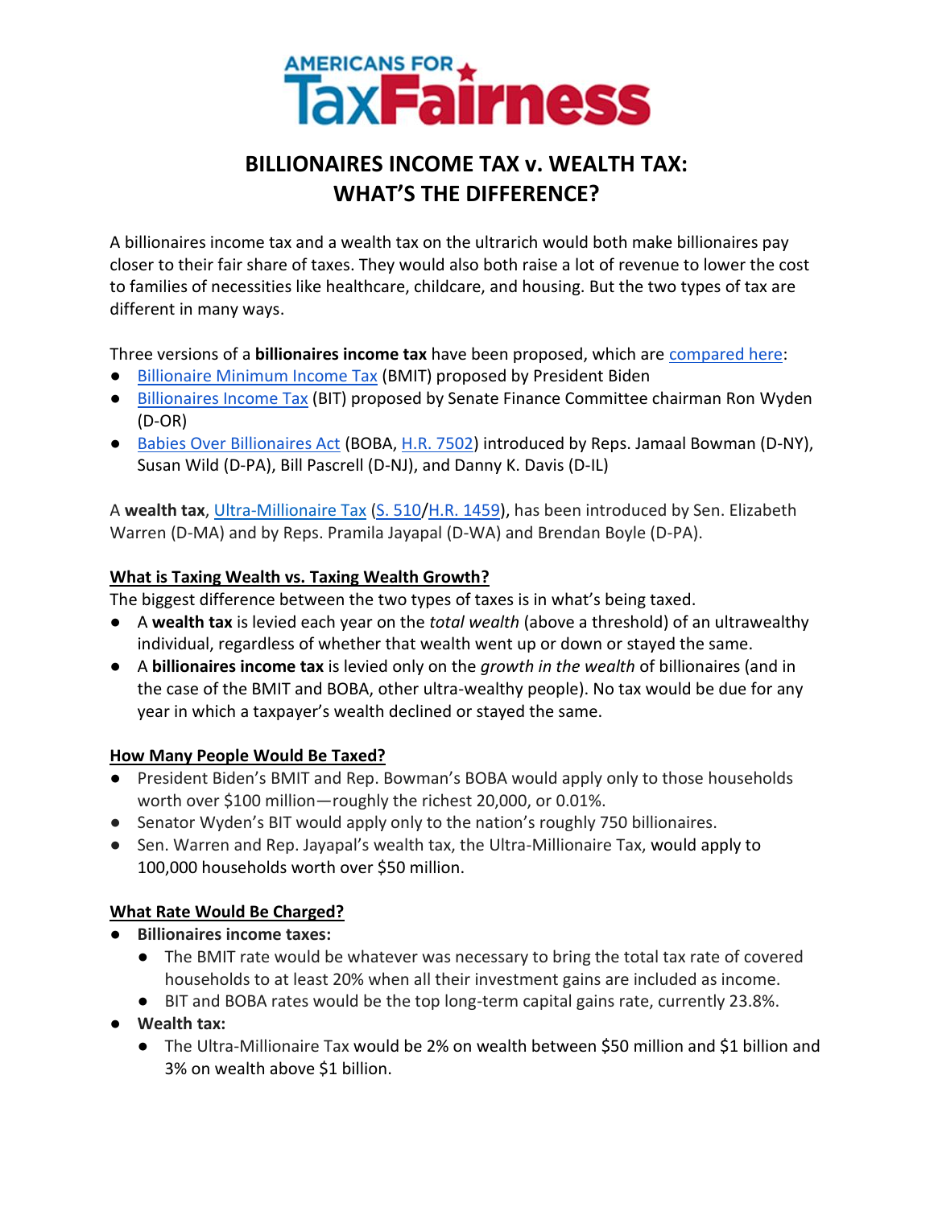AMERICANS FOR TaxFairness

# BILLIONAIRES INCOME TAX v. WEALTH TAX: WHAT'S THE DIFFERENCE?

A billionaires income tax and a wealth tax on the ultrarich would both make billionaires pay closer to their fair share of taxes. They would also both raise a lot of revenue to lower the cost to families of necessities like healthcare, childcare, and housing. But the two types of tax are different in many ways.

Three versions of a **billionaires income tax** have been proposed, which are compared here:

- Billionaire Minimum Income Tax (BMIT) proposed by President Biden
- Billionaires Income Tax (BIT) proposed by Senate Finance Committee chairman Ron Wyden (D-OR)
- Babies Over Billionaires Act (BOBA, H.R. 7502) introduced by Reps. Jamaal Bowman (D-NY), Susan Wild (D-PA), Bill Pascrell (D-NJ), and Danny K. Davis (D-IL)

A **wealth tax**, Ultra-Millionaire Tax (S. 510/H.R. 1459), has been introduced by Sen. Elizabeth Warren (D-MA) and by Reps. Pramila Jayapal (D-WA) and Brendan Boyle (D-PA).

## What is Taxing Wealth vs. Taxing Wealth Growth?

The biggest difference between the two types of taxes is in what's being taxed.

- A **wealth tax** is levied each year on the *total wealth* (above a threshold) of an ultrawealthy individual, regardless of whether that wealth went up or down or stayed the same.
- A **billionaires income tax** is levied only on the *growth in the wealth* of billionaires (and in the case of the BMIT and BOBA, other ultra-wealthy people). No tax would be due for any year in which a taxpayer's wealth declined or stayed the same.

## How Many People Would Be Taxed?

- President Biden's BMIT and Rep. Bowman's BOBA would apply only to those households worth over $100 million—roughly the richest 20,000, or 0.01%.
- Senator Wyden's BIT would apply only to the nation's roughly 750 billionaires.
- Sen. Warren and Rep. Jayapal's wealth tax, the Ultra-Millionaire Tax, would apply to 100,000 households worth over $50 million.

## What Rate Would Be Charged?

- **Billionaires income taxes:**
  - The BMIT rate would be whatever was necessary to bring the total tax rate of covered households to at least 20% when all their investment gains are included as income.
  - BIT and BOBA rates would be the top long-term capital gains rate, currently 23.8%.
- **Wealth tax:**
  - The Ultra-Millionaire Tax would be 2% on wealth between $50 million and $1 billion and 3% on wealth above $1 billion.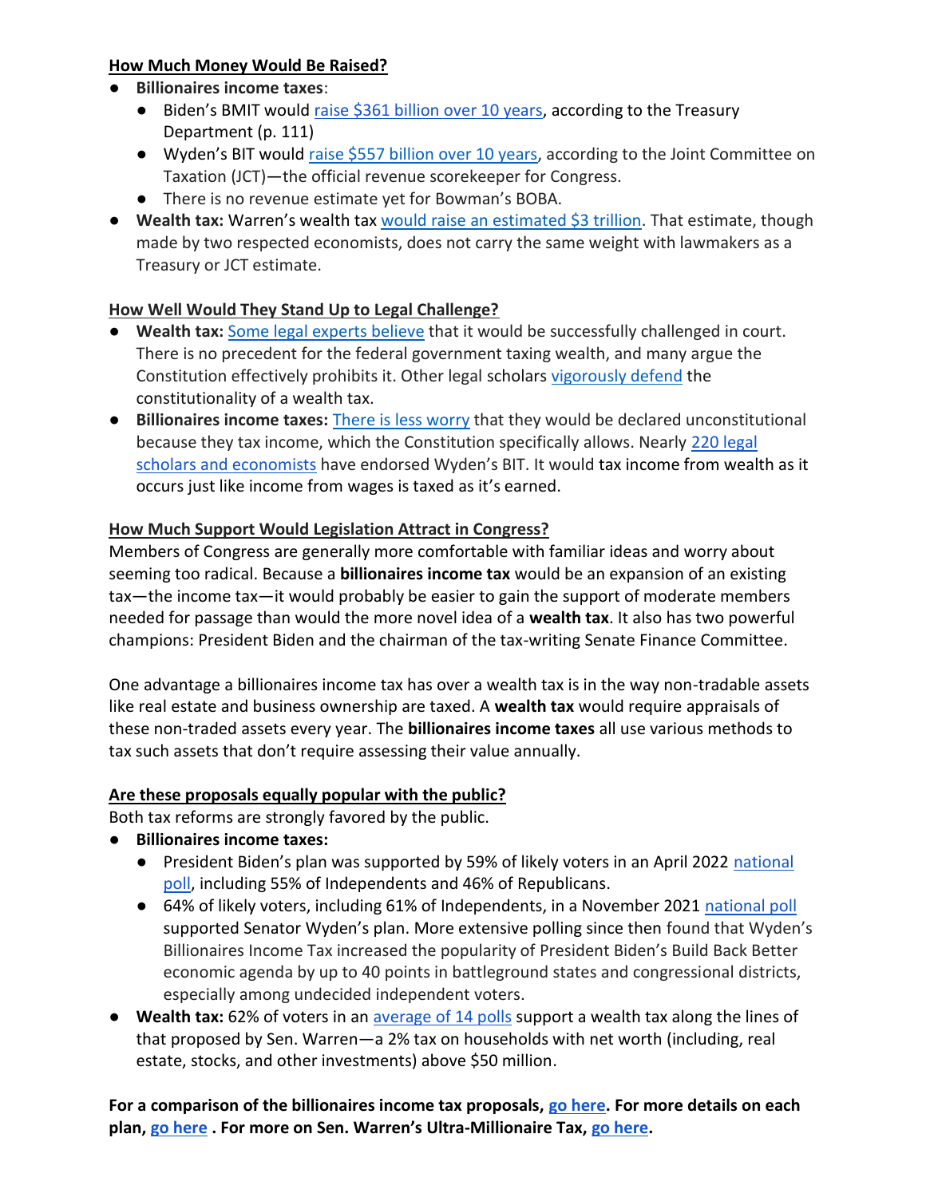**How Much Money Would Be Raised?**

- **Billionaires income taxes**:
  - Biden's BMIT would raise $361 billion over 10 years, according to the Treasury Department (p. 111)
  - Wyden's BIT would raise $557 billion over 10 years, according to the Joint Committee on Taxation (JCT)—the official revenue scorekeeper for Congress.
  - There is no revenue estimate yet for Bowman's BOBA.
- **Wealth tax:** Warren's wealth tax would raise an estimated $3 trillion. That estimate, though made by two respected economists, does not carry the same weight with lawmakers as a Treasury or JCT estimate.

**How Well Would They Stand Up to Legal Challenge?**

- **Wealth tax:** Some legal experts believe that it would be successfully challenged in court. There is no precedent for the federal government taxing wealth, and many argue the Constitution effectively prohibits it. Other legal scholars vigorously defend the constitutionality of a wealth tax.
- **Billionaires income taxes:** There is less worry that they would be declared unconstitutional because they tax income, which the Constitution specifically allows. Nearly 220 legal scholars and economists have endorsed Wyden's BIT. It would tax income from wealth as it occurs just like income from wages is taxed as it's earned.

**How Much Support Would Legislation Attract in Congress?**

Members of Congress are generally more comfortable with familiar ideas and worry about seeming too radical. Because a **billionaires income tax** would be an expansion of an existing tax—the income tax—it would probably be easier to gain the support of moderate members needed for passage than would the more novel idea of a **wealth tax**. It also has two powerful champions: President Biden and the chairman of the tax-writing Senate Finance Committee.

One advantage a billionaires income tax has over a wealth tax is in the way non-tradable assets like real estate and business ownership are taxed. A **wealth tax** would require appraisals of these non-traded assets every year. The **billionaires income taxes** all use various methods to tax such assets that don't require assessing their value annually.

**Are these proposals equally popular with the public?**

Both tax reforms are strongly favored by the public.

- **Billionaires income taxes:**
  - President Biden's plan was supported by 59% of likely voters in an April 2022 national poll, including 55% of Independents and 46% of Republicans.
  - 64% of likely voters, including 61% of Independents, in a November 2021 national poll supported Senator Wyden's plan. More extensive polling since then found that Wyden's Billionaires Income Tax increased the popularity of President Biden's Build Back Better economic agenda by up to 40 points in battleground states and congressional districts, especially among undecided independent voters.
- **Wealth tax:** 62% of voters in an average of 14 polls support a wealth tax along the lines of that proposed by Sen. Warren—a 2% tax on households with net worth (including, real estate, stocks, and other investments) above $50 million.

**For a comparison of the billionaires income tax proposals, go here. For more details on each plan, go here . For more on Sen. Warren's Ultra-Millionaire Tax, go here.**